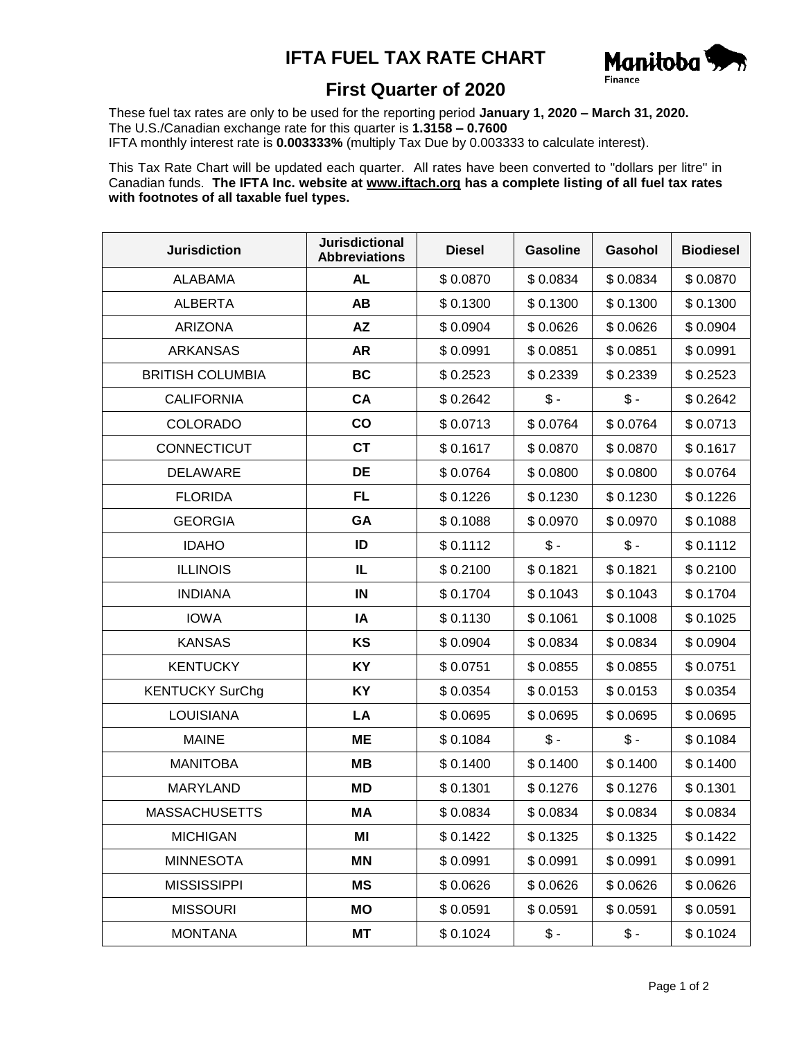# IFTA FUEL TAX RATE CHART

Manitoba Finance

## First Quarter of 2020

These fuel tax rates are only to be used for the reporting period **January 1, 2020 – March 31, 2020.**
The U.S./Canadian exchange rate for this quarter is **1.3158 – 0.7600**
IFTA monthly interest rate is **0.003333%** (multiply Tax Due by 0.003333 to calculate interest).

This Tax Rate Chart will be updated each quarter. All rates have been converted to "dollars per litre" in Canadian funds. **The IFTA Inc. website at www.iftach.org has a complete listing of all fuel tax rates with footnotes of all taxable fuel types.**

| Jurisdiction | Jurisdictional Abbreviations | Diesel | Gasoline | Gasohol | Biodiesel |
|---|---|---|---|---|---|
| ALABAMA | **AL** | $ 0.0870 | $ 0.0834 | $ 0.0834 | $ 0.0870 |
| ALBERTA | **AB** | $ 0.1300 | $ 0.1300 | $ 0.1300 | $ 0.1300 |
| ARIZONA | **AZ** | $ 0.0904 | $ 0.0626 | $ 0.0626 | $ 0.0904 |
| ARKANSAS | **AR** | $ 0.0991 | $ 0.0851 | $ 0.0851 | $ 0.0991 |
| BRITISH COLUMBIA | **BC** | $ 0.2523 | $ 0.2339 | $ 0.2339 | $ 0.2523 |
| CALIFORNIA | **CA** | $ 0.2642 | $ - | $ - | $ 0.2642 |
| COLORADO | **CO** | $ 0.0713 | $ 0.0764 | $ 0.0764 | $ 0.0713 |
| CONNECTICUT | **CT** | $ 0.1617 | $ 0.0870 | $ 0.0870 | $ 0.1617 |
| DELAWARE | **DE** | $ 0.0764 | $ 0.0800 | $ 0.0800 | $ 0.0764 |
| FLORIDA | **FL** | $ 0.1226 | $ 0.1230 | $ 0.1230 | $ 0.1226 |
| GEORGIA | **GA** | $ 0.1088 | $ 0.0970 | $ 0.0970 | $ 0.1088 |
| IDAHO | **ID** | $ 0.1112 | $ - | $ - | $ 0.1112 |
| ILLINOIS | **IL** | $ 0.2100 | $ 0.1821 | $ 0.1821 | $ 0.2100 |
| INDIANA | **IN** | $ 0.1704 | $ 0.1043 | $ 0.1043 | $ 0.1704 |
| IOWA | **IA** | $ 0.1130 | $ 0.1061 | $ 0.1008 | $ 0.1025 |
| KANSAS | **KS** | $ 0.0904 | $ 0.0834 | $ 0.0834 | $ 0.0904 |
| KENTUCKY | **KY** | $ 0.0751 | $ 0.0855 | $ 0.0855 | $ 0.0751 |
| KENTUCKY SurChg | **KY** | $ 0.0354 | $ 0.0153 | $ 0.0153 | $ 0.0354 |
| LOUISIANA | **LA** | $ 0.0695 | $ 0.0695 | $ 0.0695 | $ 0.0695 |
| MAINE | **ME** | $ 0.1084 | $ - | $ - | $ 0.1084 |
| MANITOBA | **MB** | $ 0.1400 | $ 0.1400 | $ 0.1400 | $ 0.1400 |
| MARYLAND | **MD** | $ 0.1301 | $ 0.1276 | $ 0.1276 | $ 0.1301 |
| MASSACHUSETTS | **MA** | $ 0.0834 | $ 0.0834 | $ 0.0834 | $ 0.0834 |
| MICHIGAN | **MI** | $ 0.1422 | $ 0.1325 | $ 0.1325 | $ 0.1422 |
| MINNESOTA | **MN** | $ 0.0991 | $ 0.0991 | $ 0.0991 | $ 0.0991 |
| MISSISSIPPI | **MS** | $ 0.0626 | $ 0.0626 | $ 0.0626 | $ 0.0626 |
| MISSOURI | **MO** | $ 0.0591 | $ 0.0591 | $ 0.0591 | $ 0.0591 |
| MONTANA | **MT** | $ 0.1024 | $ - | $ - | $ 0.1024 |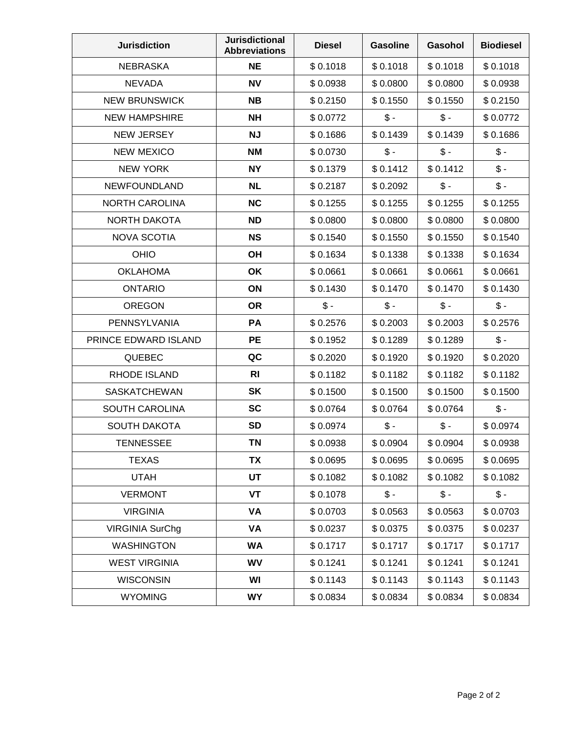| Jurisdiction | Jurisdictional Abbreviations | Diesel | Gasoline | Gasohol | Biodiesel |
|---|---|---|---|---|---|
| NEBRASKA | **NE** | $ 0.1018 | $ 0.1018 | $ 0.1018 | $ 0.1018 |
| NEVADA | **NV** | $ 0.0938 | $ 0.0800 | $ 0.0800 | $ 0.0938 |
| NEW BRUNSWICK | **NB** | $ 0.2150 | $ 0.1550 | $ 0.1550 | $ 0.2150 |
| NEW HAMPSHIRE | **NH** | $ 0.0772 | $ - | $ - | $ 0.0772 |
| NEW JERSEY | **NJ** | $ 0.1686 | $ 0.1439 | $ 0.1439 | $ 0.1686 |
| NEW MEXICO | **NM** | $ 0.0730 | $ - | $ - | $ - |
| NEW YORK | **NY** | $ 0.1379 | $ 0.1412 | $ 0.1412 | $ - |
| NEWFOUNDLAND | **NL** | $ 0.2187 | $ 0.2092 | $ - | $ - |
| NORTH CAROLINA | **NC** | $ 0.1255 | $ 0.1255 | $ 0.1255 | $ 0.1255 |
| NORTH DAKOTA | **ND** | $ 0.0800 | $ 0.0800 | $ 0.0800 | $ 0.0800 |
| NOVA SCOTIA | **NS** | $ 0.1540 | $ 0.1550 | $ 0.1550 | $ 0.1540 |
| OHIO | **OH** | $ 0.1634 | $ 0.1338 | $ 0.1338 | $ 0.1634 |
| OKLAHOMA | **OK** | $ 0.0661 | $ 0.0661 | $ 0.0661 | $ 0.0661 |
| ONTARIO | **ON** | $ 0.1430 | $ 0.1470 | $ 0.1470 | $ 0.1430 |
| OREGON | **OR** | $ - | $ - | $ - | $ - |
| PENNSYLVANIA | **PA** | $ 0.2576 | $ 0.2003 | $ 0.2003 | $ 0.2576 |
| PRINCE EDWARD ISLAND | **PE** | $ 0.1952 | $ 0.1289 | $ 0.1289 | $ - |
| QUEBEC | **QC** | $ 0.2020 | $ 0.1920 | $ 0.1920 | $ 0.2020 |
| RHODE ISLAND | **RI** | $ 0.1182 | $ 0.1182 | $ 0.1182 | $ 0.1182 |
| SASKATCHEWAN | **SK** | $ 0.1500 | $ 0.1500 | $ 0.1500 | $ 0.1500 |
| SOUTH CAROLINA | **SC** | $ 0.0764 | $ 0.0764 | $ 0.0764 | $ - |
| SOUTH DAKOTA | **SD** | $ 0.0974 | $ - | $ - | $ 0.0974 |
| TENNESSEE | **TN** | $ 0.0938 | $ 0.0904 | $ 0.0904 | $ 0.0938 |
| TEXAS | **TX** | $ 0.0695 | $ 0.0695 | $ 0.0695 | $ 0.0695 |
| UTAH | **UT** | $ 0.1082 | $ 0.1082 | $ 0.1082 | $ 0.1082 |
| VERMONT | **VT** | $ 0.1078 | $ - | $ - | $ - |
| VIRGINIA | **VA** | $ 0.0703 | $ 0.0563 | $ 0.0563 | $ 0.0703 |
| VIRGINIA SurChg | **VA** | $ 0.0237 | $ 0.0375 | $ 0.0375 | $ 0.0237 |
| WASHINGTON | **WA** | $ 0.1717 | $ 0.1717 | $ 0.1717 | $ 0.1717 |
| WEST VIRGINIA | **WV** | $ 0.1241 | $ 0.1241 | $ 0.1241 | $ 0.1241 |
| WISCONSIN | **WI** | $ 0.1143 | $ 0.1143 | $ 0.1143 | $ 0.1143 |
| WYOMING | **WY** | $ 0.0834 | $ 0.0834 | $ 0.0834 | $ 0.0834 |